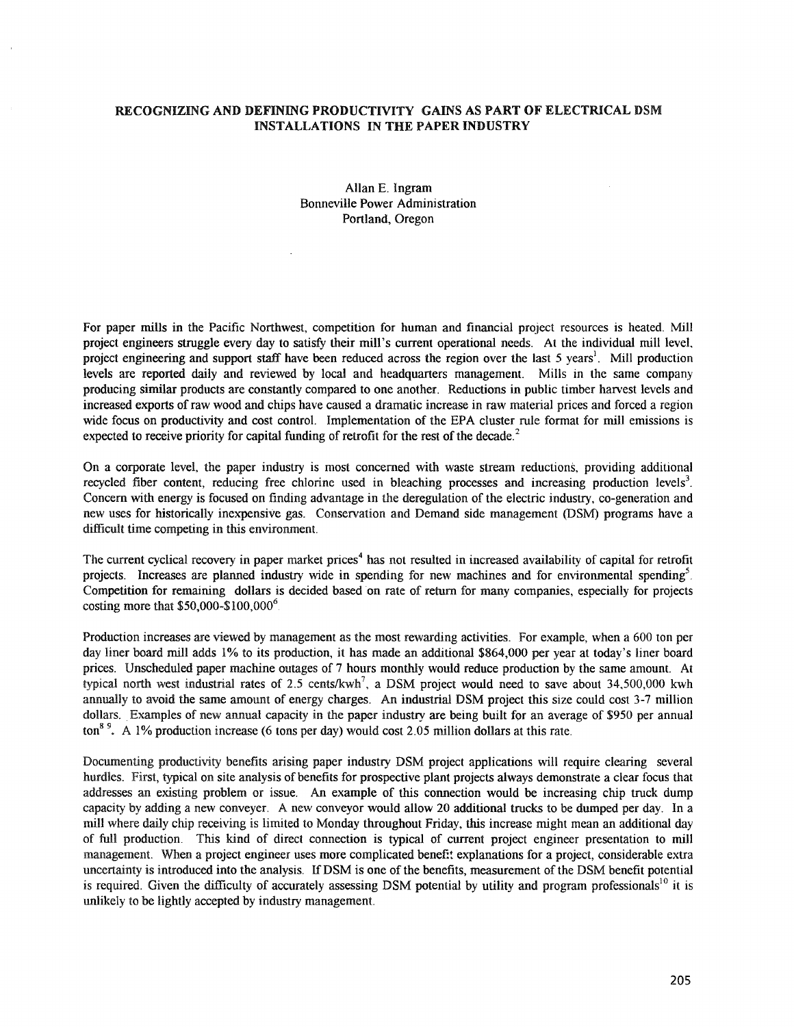# RECOGNIZING AND DEFINING PRODUCTIVITY GAINS AS PART OF ELECTRICAL DSM INSTALLATIONS IN THE PAPER INDUSTRY

Allan E. Ingram
Bonneville Power Administration
Portland, Oregon

For paper mills in the Pacific Northwest, competition for human and financial project resources is heated. Mill project engineers struggle every day to satisfy their mill's current operational needs. At the individual mill level, project engineering and support staff have been reduced across the region over the last 5 years[1]. Mill production levels are reported daily and reviewed by local and headquarters management. Mills in the same company producing similar products are constantly compared to one another. Reductions in public timber harvest levels and increased exports of raw wood and chips have caused a dramatic increase in raw material prices and forced a region wide focus on productivity and cost control. Implementation of the EPA cluster rule format for mill emissions is expected to receive priority for capital funding of retrofit for the rest of the decade.[2]

On a corporate level, the paper industry is most concerned with waste stream reductions, providing additional recycled fiber content, reducing free chlorine used in bleaching processes and increasing production levels[3]. Concern with energy is focused on finding advantage in the deregulation of the electric industry, co-generation and new uses for historically inexpensive gas. Conservation and Demand side management (DSM) programs have a difficult time competing in this environment.

The current cyclical recovery in paper market prices[4] has not resulted in increased availability of capital for retrofit projects. Increases are planned industry wide in spending for new machines and for environmental spending[5]. Competition for remaining dollars is decided based on rate of return for many companies, especially for projects costing more that $50,000-$100,000[6].

Production increases are viewed by management as the most rewarding activities. For example, when a 600 ton per day liner board mill adds 1% to its production, it has made an additional $864,000 per year at today's liner board prices. Unscheduled paper machine outages of 7 hours monthly would reduce production by the same amount. At typical north west industrial rates of 2.5 cents/kwh[7], a DSM project would need to save about 34,500,000 kwh annually to avoid the same amount of energy charges. An industrial DSM project this size could cost 3-7 million dollars. Examples of new annual capacity in the paper industry are being built for an average of $950 per annual ton[8,9]. A 1% production increase (6 tons per day) would cost 2.05 million dollars at this rate.

Documenting productivity benefits arising paper industry DSM project applications will require clearing several hurdles. First, typical on site analysis of benefits for prospective plant projects always demonstrate a clear focus that addresses an existing problem or issue. An example of this connection would be increasing chip truck dump capacity by adding a new conveyer. A new conveyor would allow 20 additional trucks to be dumped per day. In a mill where daily chip receiving is limited to Monday throughout Friday, this increase might mean an additional day of full production. This kind of direct connection is typical of current project engineer presentation to mill management. When a project engineer uses more complicated benefit explanations for a project, considerable extra uncertainty is introduced into the analysis. If DSM is one of the benefits, measurement of the DSM benefit potential is required. Given the difficulty of accurately assessing DSM potential by utility and program professionals[10] it is unlikely to be lightly accepted by industry management.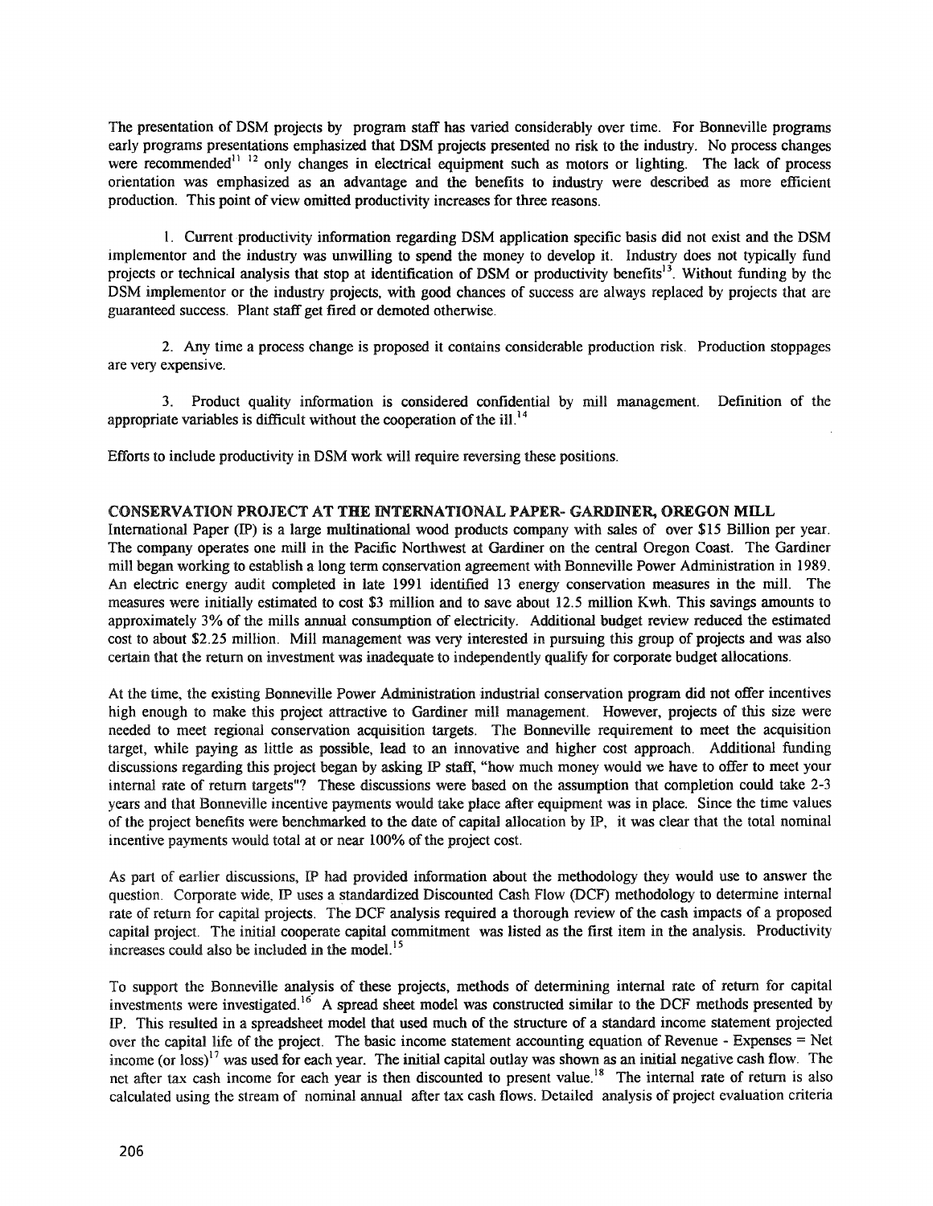The presentation of DSM projects by program staff has varied considerably over time. For Bonneville programs early programs presentations emphasized that DSM projects presented no risk to the industry. No process changes were recommended[11 12] only changes in electrical equipment such as motors or lighting. The lack of process orientation was emphasized as an advantage and the benefits to industry were described as more efficient production. This point of view omitted productivity increases for three reasons.

1. Current productivity information regarding DSM application specific basis did not exist and the DSM implementor and the industry was unwilling to spend the money to develop it. Industry does not typically fund projects or technical analysis that stop at identification of DSM or productivity benefits[13]. Without funding by the DSM implementor or the industry projects, with good chances of success are always replaced by projects that are guaranteed success. Plant staff get fired or demoted otherwise.

2. Any time a process change is proposed it contains considerable production risk. Production stoppages are very expensive.

3. Product quality information is considered confidential by mill management. Definition of the appropriate variables is difficult without the cooperation of the ill.[14]

Efforts to include productivity in DSM work will require reversing these positions.

## CONSERVATION PROJECT AT THE INTERNATIONAL PAPER- GARDINER, OREGON MILL

International Paper (IP) is a large multinational wood products company with sales of over $15 Billion per year. The company operates one mill in the Pacific Northwest at Gardiner on the central Oregon Coast. The Gardiner mill began working to establish a long term conservation agreement with Bonneville Power Administration in 1989. An electric energy audit completed in late 1991 identified 13 energy conservation measures in the mill. The measures were initially estimated to cost $3 million and to save about 12.5 million Kwh. This savings amounts to approximately 3% of the mills annual consumption of electricity. Additional budget review reduced the estimated cost to about $2.25 million. Mill management was very interested in pursuing this group of projects and was also certain that the return on investment was inadequate to independently qualify for corporate budget allocations.

At the time, the existing Bonneville Power Administration industrial conservation program did not offer incentives high enough to make this project attractive to Gardiner mill management. However, projects of this size were needed to meet regional conservation acquisition targets. The Bonneville requirement to meet the acquisition target, while paying as little as possible, lead to an innovative and higher cost approach. Additional funding discussions regarding this project began by asking IP staff, "how much money would we have to offer to meet your internal rate of return targets"? These discussions were based on the assumption that completion could take 2-3 years and that Bonneville incentive payments would take place after equipment was in place. Since the time values of the project benefits were benchmarked to the date of capital allocation by IP, it was clear that the total nominal incentive payments would total at or near 100% of the project cost.

As part of earlier discussions, IP had provided information about the methodology they would use to answer the question. Corporate wide, IP uses a standardized Discounted Cash Flow (DCF) methodology to determine internal rate of return for capital projects. The DCF analysis required a thorough review of the cash impacts of a proposed capital project. The initial cooperate capital commitment was listed as the first item in the analysis. Productivity increases could also be included in the model.[15]

To support the Bonneville analysis of these projects, methods of determining internal rate of return for capital investments were investigated.[16] A spread sheet model was constructed similar to the DCF methods presented by IP. This resulted in a spreadsheet model that used much of the structure of a standard income statement projected over the capital life of the project. The basic income statement accounting equation of Revenue - Expenses = Net income (or loss)[17] was used for each year. The initial capital outlay was shown as an initial negative cash flow. The net after tax cash income for each year is then discounted to present value.[18] The internal rate of return is also calculated using the stream of nominal annual after tax cash flows. Detailed analysis of project evaluation criteria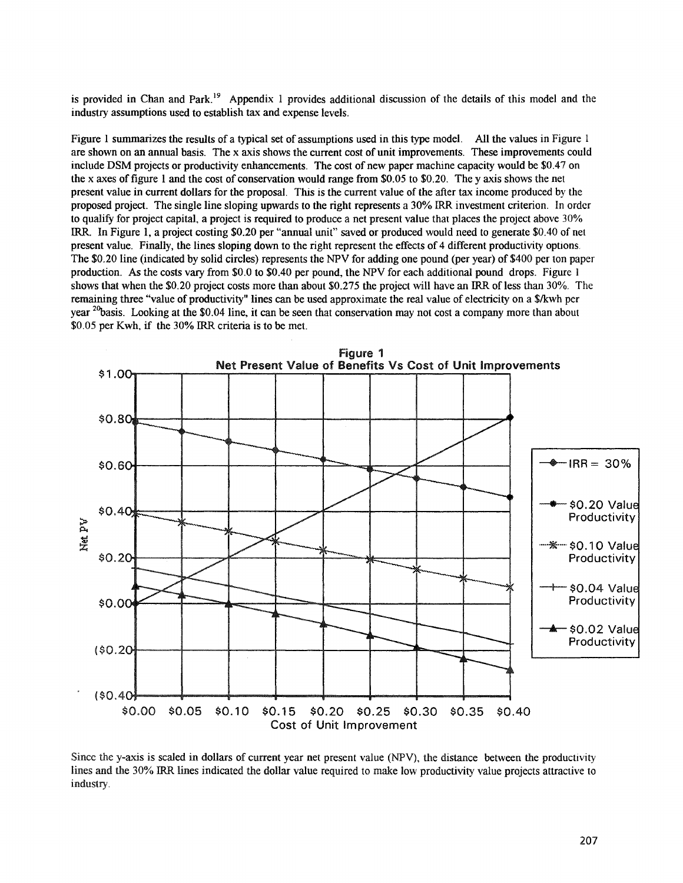is provided in Chan and Park.[19] Appendix 1 provides additional discussion of the details of this model and the industry assumptions used to establish tax and expense levels.

Figure 1 summarizes the results of a typical set of assumptions used in this type model. All the values in Figure 1 are shown on an annual basis. The x axis shows the current cost of unit improvements. These improvements could include DSM projects or productivity enhancements. The cost of new paper machine capacity would be $0.47 on the x axes of figure 1 and the cost of conservation would range from $0.05 to $0.20. The y axis shows the net present value in current dollars for the proposal. This is the current value of the after tax income produced by the proposed project. The single line sloping upwards to the right represents a 30% IRR investment criterion. In order to qualify for project capital, a project is required to produce a net present value that places the project above 30% IRR. In Figure 1, a project costing $0.20 per "annual unit" saved or produced would need to generate $0.40 of net present value. Finally, the lines sloping down to the right represent the effects of 4 different productivity options. The $0.20 line (indicated by solid circles) represents the NPV for adding one pound (per year) of $400 per ton paper production. As the costs vary from $0.0 to $0.40 per pound, the NPV for each additional pound drops. Figure 1 shows that when the $0.20 project costs more than about $0.275 the project will have an IRR of less than 30%. The remaining three "value of productivity" lines can be used approximate the real value of electricity on a $/kwh per year [20]basis. Looking at the $0.04 line, it can be seen that conservation may not cost a company more than about $0.05 per Kwh, if the 30% IRR criteria is to be met.

**Figure 1**
**Net Present Value of Benefits Vs Cost of Unit Improvements**

Since the y-axis is scaled in dollars of current year net present value (NPV), the distance between the productivity lines and the 30% IRR lines indicated the dollar value required to make low productivity value projects attractive to industry.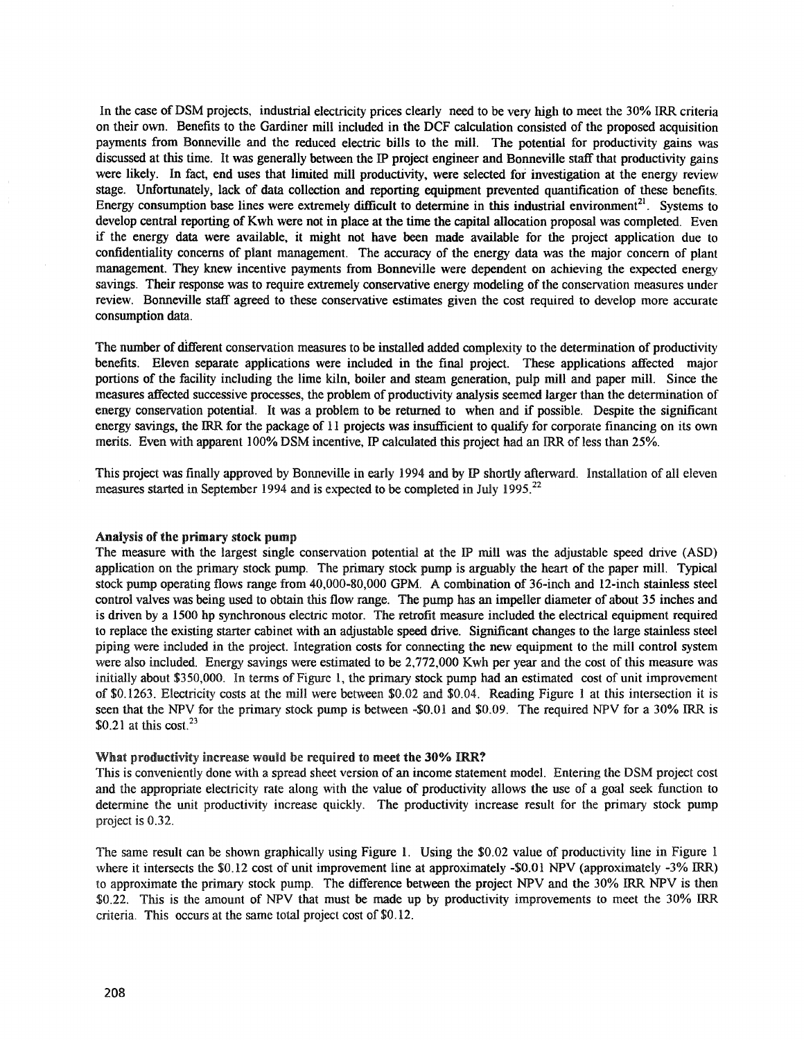In the case of DSM projects, industrial electricity prices clearly need to be very high to meet the 30% IRR criteria on their own. Benefits to the Gardiner mill included in the DCF calculation consisted of the proposed acquisition payments from Bonneville and the reduced electric bills to the mill. The potential for productivity gains was discussed at this time. It was generally between the IP project engineer and Bonneville staff that productivity gains were likely. In fact, end uses that limited mill productivity, were selected for investigation at the energy review stage. Unfortunately, lack of data collection and reporting equipment prevented quantification of these benefits. Energy consumption base lines were extremely difficult to determine in this industrial environment[21]. Systems to develop central reporting of Kwh were not in place at the time the capital allocation proposal was completed. Even if the energy data were available, it might not have been made available for the project application due to confidentiality concerns of plant management. The accuracy of the energy data was the major concern of plant management. They knew incentive payments from Bonneville were dependent on achieving the expected energy savings. Their response was to require extremely conservative energy modeling of the conservation measures under review. Bonneville staff agreed to these conservative estimates given the cost required to develop more accurate consumption data.

The number of different conservation measures to be installed added complexity to the determination of productivity benefits. Eleven separate applications were included in the final project. These applications affected major portions of the facility including the lime kiln, boiler and steam generation, pulp mill and paper mill. Since the measures affected successive processes, the problem of productivity analysis seemed larger than the determination of energy conservation potential. It was a problem to be returned to when and if possible. Despite the significant energy savings, the IRR for the package of 11 projects was insufficient to qualify for corporate financing on its own merits. Even with apparent 100% DSM incentive, IP calculated this project had an IRR of less than 25%.

This project was finally approved by Bonneville in early 1994 and by IP shortly afterward. Installation of all eleven measures started in September 1994 and is expected to be completed in July 1995.[22]

### Analysis of the primary stock pump

The measure with the largest single conservation potential at the IP mill was the adjustable speed drive (ASD) application on the primary stock pump. The primary stock pump is arguably the heart of the paper mill. Typical stock pump operating flows range from 40,000-80,000 GPM. A combination of 36-inch and 12-inch stainless steel control valves was being used to obtain this flow range. The pump has an impeller diameter of about 35 inches and is driven by a 1500 hp synchronous electric motor. The retrofit measure included the electrical equipment required to replace the existing starter cabinet with an adjustable speed drive. Significant changes to the large stainless steel piping were included in the project. Integration costs for connecting the new equipment to the mill control system were also included. Energy savings were estimated to be 2,772,000 Kwh per year and the cost of this measure was initially about $350,000. In terms of Figure 1, the primary stock pump had an estimated cost of unit improvement of $0.1263. Electricity costs at the mill were between $0.02 and $0.04. Reading Figure 1 at this intersection it is seen that the NPV for the primary stock pump is between -$0.01 and $0.09. The required NPV for a 30% IRR is $0.21 at this cost.[23]

### What productivity increase would be required to meet the 30% IRR?

This is conveniently done with a spread sheet version of an income statement model. Entering the DSM project cost and the appropriate electricity rate along with the value of productivity allows the use of a goal seek function to determine the unit productivity increase quickly. The productivity increase result for the primary stock pump project is 0.32.

The same result can be shown graphically using Figure 1. Using the $0.02 value of productivity line in Figure 1 where it intersects the $0.12 cost of unit improvement line at approximately -$0.01 NPV (approximately -3% IRR) to approximate the primary stock pump. The difference between the project NPV and the 30% IRR NPV is then $0.22. This is the amount of NPV that must be made up by productivity improvements to meet the 30% IRR criteria. This occurs at the same total project cost of $0.12.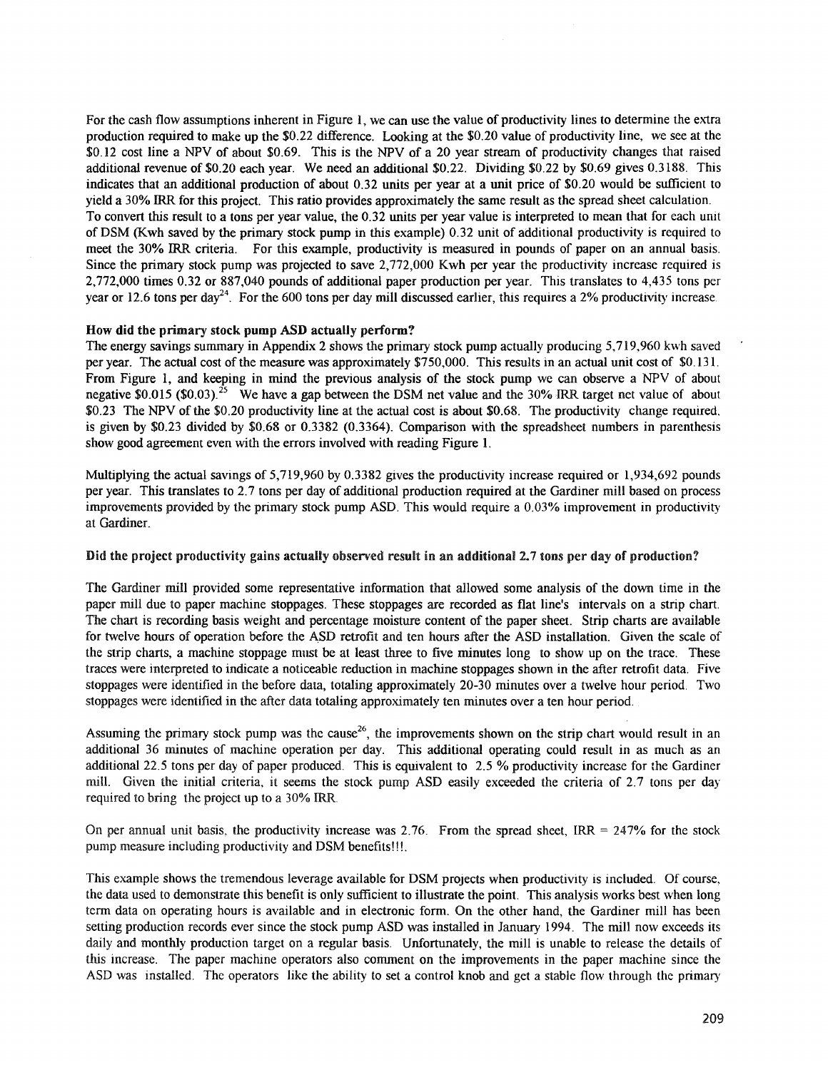For the cash flow assumptions inherent in Figure 1, we can use the value of productivity lines to determine the extra production required to make up the $0.22 difference. Looking at the $0.20 value of productivity line, we see at the $0.12 cost line a NPV of about $0.69. This is the NPV of a 20 year stream of productivity changes that raised additional revenue of $0.20 each year. We need an additional $0.22. Dividing $0.22 by $0.69 gives 0.3188. This indicates that an additional production of about 0.32 units per year at a unit price of $0.20 would be sufficient to yield a 30% IRR for this project. This ratio provides approximately the same result as the spread sheet calculation. To convert this result to a tons per year value, the 0.32 units per year value is interpreted to mean that for each unit of DSM (Kwh saved by the primary stock pump in this example) 0.32 unit of additional productivity is required to meet the 30% IRR criteria. For this example, productivity is measured in pounds of paper on an annual basis. Since the primary stock pump was projected to save 2,772,000 Kwh per year the productivity increase required is 2,772,000 times 0.32 or 887,040 pounds of additional paper production per year. This translates to 4,435 tons per year or 12.6 tons per day[24]. For the 600 tons per day mill discussed earlier, this requires a 2% productivity increase.

**How did the primary stock pump ASD actually perform?**

The energy savings summary in Appendix 2 shows the primary stock pump actually producing 5,719,960 kwh saved per year. The actual cost of the measure was approximately $750,000. This results in an actual unit cost of $0.131. From Figure 1, and keeping in mind the previous analysis of the stock pump we can observe a NPV of about negative $0.015 ($0.03).[25] We have a gap between the DSM net value and the 30% IRR target net value of about $0.23 The NPV of the $0.20 productivity line at the actual cost is about $0.68. The productivity change required, is given by $0.23 divided by $0.68 or 0.3382 (0.3364). Comparison with the spreadsheet numbers in parenthesis show good agreement even with the errors involved with reading Figure 1.

Multiplying the actual savings of 5,719,960 by 0.3382 gives the productivity increase required or 1,934,692 pounds per year. This translates to 2.7 tons per day of additional production required at the Gardiner mill based on process improvements provided by the primary stock pump ASD. This would require a 0.03% improvement in productivity at Gardiner.

**Did the project productivity gains actually observed result in an additional 2.7 tons per day of production?**

The Gardiner mill provided some representative information that allowed some analysis of the down time in the paper mill due to paper machine stoppages. These stoppages are recorded as flat line's intervals on a strip chart. The chart is recording basis weight and percentage moisture content of the paper sheet. Strip charts are available for twelve hours of operation before the ASD retrofit and ten hours after the ASD installation. Given the scale of the strip charts, a machine stoppage must be at least three to five minutes long to show up on the trace. These traces were interpreted to indicate a noticeable reduction in machine stoppages shown in the after retrofit data. Five stoppages were identified in the before data, totaling approximately 20-30 minutes over a twelve hour period. Two stoppages were identified in the after data totaling approximately ten minutes over a ten hour period.

Assuming the primary stock pump was the cause[26], the improvements shown on the strip chart would result in an additional 36 minutes of machine operation per day. This additional operating could result in as much as an additional 22.5 tons per day of paper produced. This is equivalent to 2.5 % productivity increase for the Gardiner mill. Given the initial criteria, it seems the stock pump ASD easily exceeded the criteria of 2.7 tons per day required to bring the project up to a 30% IRR.

On per annual unit basis, the productivity increase was 2.76. From the spread sheet, IRR = 247% for the stock pump measure including productivity and DSM benefits!!!.

This example shows the tremendous leverage available for DSM projects when productivity is included. Of course, the data used to demonstrate this benefit is only sufficient to illustrate the point. This analysis works best when long term data on operating hours is available and in electronic form. On the other hand, the Gardiner mill has been setting production records ever since the stock pump ASD was installed in January 1994. The mill now exceeds its daily and monthly production target on a regular basis. Unfortunately, the mill is unable to release the details of this increase. The paper machine operators also comment on the improvements in the paper machine since the ASD was installed. The operators like the ability to set a control knob and get a stable flow through the primary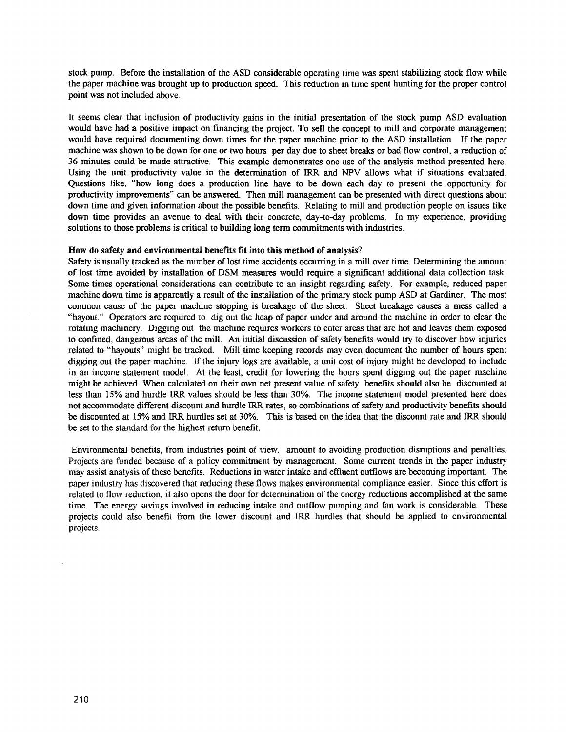stock pump. Before the installation of the ASD considerable operating time was spent stabilizing stock flow while the paper machine was brought up to production speed. This reduction in time spent hunting for the proper control point was not included above.

It seems clear that inclusion of productivity gains in the initial presentation of the stock pump ASD evaluation would have had a positive impact on financing the project. To sell the concept to mill and corporate management would have required documenting down times for the paper machine prior to the ASD installation. If the paper machine was shown to be down for one or two hours per day due to sheet breaks or bad flow control, a reduction of 36 minutes could be made attractive. This example demonstrates one use of the analysis method presented here. Using the unit productivity value in the determination of IRR and NPV allows what if situations evaluated. Questions like, "how long does a production line have to be down each day to present the opportunity for productivity improvements" can be answered. Then mill management can be presented with direct questions about down time and given information about the possible benefits. Relating to mill and production people on issues like down time provides an avenue to deal with their concrete, day-to-day problems. In my experience, providing solutions to those problems is critical to building long term commitments with industries.

**How do safety and environmental benefits fit into this method of analysis?**

Safety is usually tracked as the number of lost time accidents occurring in a mill over time. Determining the amount of lost time avoided by installation of DSM measures would require a significant additional data collection task. Some times operational considerations can contribute to an insight regarding safety. For example, reduced paper machine down time is apparently a result of the installation of the primary stock pump ASD at Gardiner. The most common cause of the paper machine stopping is breakage of the sheet. Sheet breakage causes a mess called a "hayout." Operators are required to dig out the heap of paper under and around the machine in order to clear the rotating machinery. Digging out the machine requires workers to enter areas that are hot and leaves them exposed to confined, dangerous areas of the mill. An initial discussion of safety benefits would try to discover how injuries related to "hayouts" might be tracked. Mill time keeping records may even document the number of hours spent digging out the paper machine. If the injury logs are available, a unit cost of injury might be developed to include in an income statement model. At the least, credit for lowering the hours spent digging out the paper machine might be achieved. When calculated on their own net present value of safety benefits should also be discounted at less than 15% and hurdle IRR values should be less than 30%. The income statement model presented here does not accommodate different discount and hurdle IRR rates, so combinations of safety and productivity benefits should be discounted at 15% and IRR hurdles set at 30%. This is based on the idea that the discount rate and IRR should be set to the standard for the highest return benefit.

Environmental benefits, from industries point of view, amount to avoiding production disruptions and penalties. Projects are funded because of a policy commitment by management. Some current trends in the paper industry may assist analysis of these benefits. Reductions in water intake and effluent outflows are becoming important. The paper industry has discovered that reducing these flows makes environmental compliance easier. Since this effort is related to flow reduction, it also opens the door for determination of the energy reductions accomplished at the same time. The energy savings involved in reducing intake and outflow pumping and fan work is considerable. These projects could also benefit from the lower discount and IRR hurdles that should be applied to environmental projects.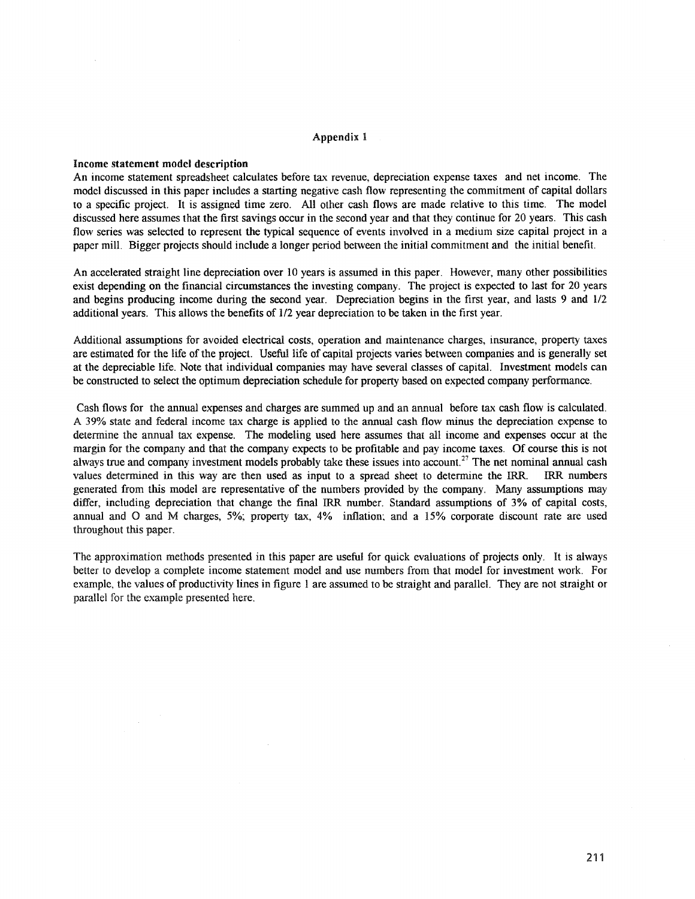## Appendix 1

**Income statement model description**

An income statement spreadsheet calculates before tax revenue, depreciation expense taxes and net income. The model discussed in this paper includes a starting negative cash flow representing the commitment of capital dollars to a specific project. It is assigned time zero. All other cash flows are made relative to this time. The model discussed here assumes that the first savings occur in the second year and that they continue for 20 years. This cash flow series was selected to represent the typical sequence of events involved in a medium size capital project in a paper mill. Bigger projects should include a longer period between the initial commitment and the initial benefit.

An accelerated straight line depreciation over 10 years is assumed in this paper. However, many other possibilities exist depending on the financial circumstances the investing company. The project is expected to last for 20 years and begins producing income during the second year. Depreciation begins in the first year, and lasts 9 and 1/2 additional years. This allows the benefits of 1/2 year depreciation to be taken in the first year.

Additional assumptions for avoided electrical costs, operation and maintenance charges, insurance, property taxes are estimated for the life of the project. Useful life of capital projects varies between companies and is generally set at the depreciable life. Note that individual companies may have several classes of capital. Investment models can be constructed to select the optimum depreciation schedule for property based on expected company performance.

Cash flows for the annual expenses and charges are summed up and an annual before tax cash flow is calculated. A 39% state and federal income tax charge is applied to the annual cash flow minus the depreciation expense to determine the annual tax expense. The modeling used here assumes that all income and expenses occur at the margin for the company and that the company expects to be profitable and pay income taxes. Of course this is not always true and company investment models probably take these issues into account.[27] The net nominal annual cash values determined in this way are then used as input to a spread sheet to determine the IRR. IRR numbers generated from this model are representative of the numbers provided by the company. Many assumptions may differ, including depreciation that change the final IRR number. Standard assumptions of 3% of capital costs, annual and O and M charges, 5%; property tax, 4% inflation; and a 15% corporate discount rate are used throughout this paper.

The approximation methods presented in this paper are useful for quick evaluations of projects only. It is always better to develop a complete income statement model and use numbers from that model for investment work. For example, the values of productivity lines in figure 1 are assumed to be straight and parallel. They are not straight or parallel for the example presented here.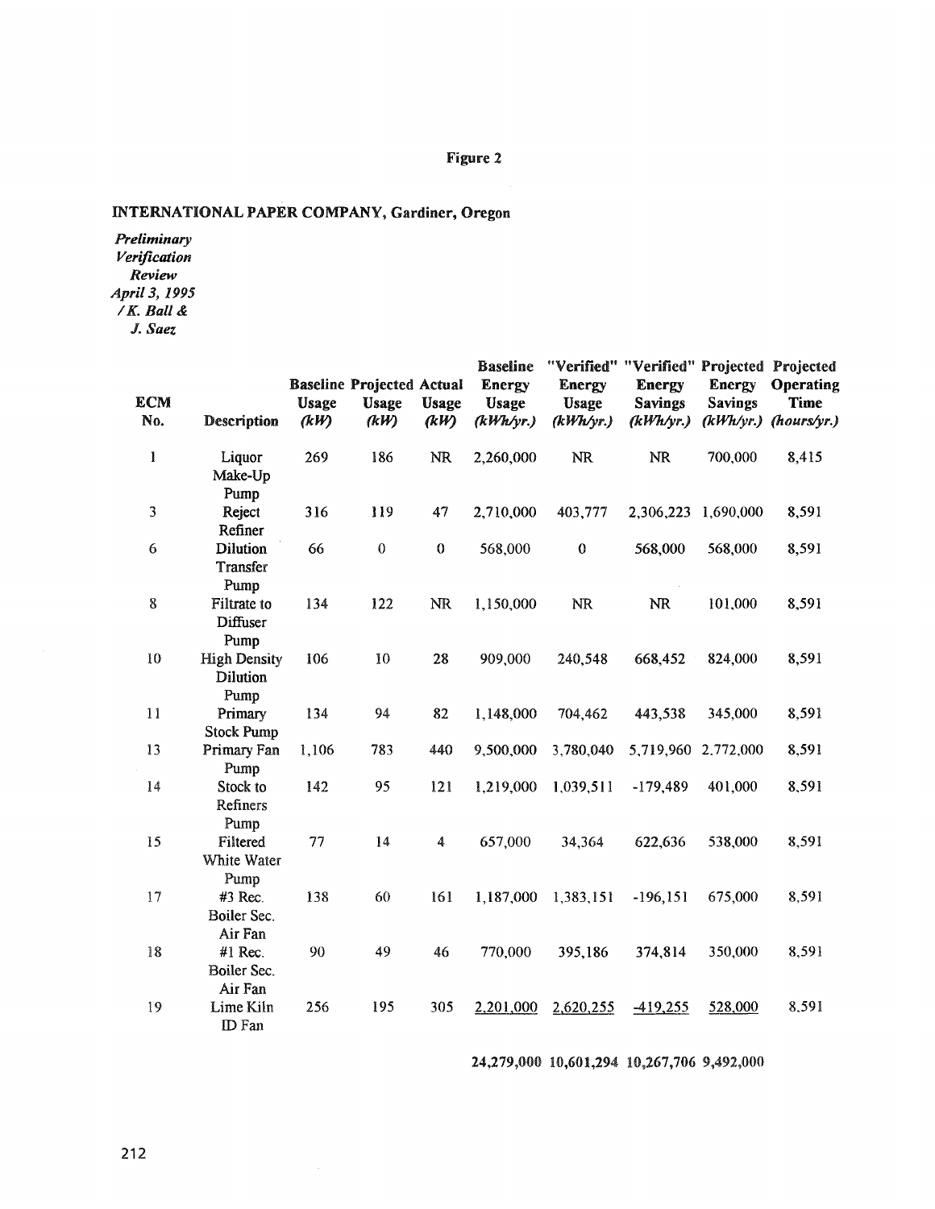Figure 2

**INTERNATIONAL PAPER COMPANY, Gardiner, Oregon**

*Preliminary Verification Review April 3, 1995 / K. Ball & J. Saez*

| ECM No. | Description | Baseline Usage *(kW)* | Projected Usage *(kW)* | Actual Usage *(kW)* | Baseline Energy Usage *(kWh/yr.)* | "Verified" Energy Usage *(kWh/yr.)* | "Verified" Energy Savings *(kWh/yr.)* | Projected Energy Savings *(kWh/yr.)* | Projected Operating Time *(hours/yr.)* |
|---|---|---|---|---|---|---|---|---|---|
| 1 | Liquor Make-Up Pump | 269 | 186 | NR | 2,260,000 | NR | NR | 700,000 | 8,415 |
| 3 | Reject Refiner | 316 | 119 | 47 | 2,710,000 | 403,777 | 2,306,223 | 1,690,000 | 8,591 |
| 6 | Dilution Transfer Pump | 66 | 0 | 0 | 568,000 | 0 | 568,000 | 568,000 | 8,591 |
| 8 | Filtrate to Diffuser Pump | 134 | 122 | NR | 1,150,000 | NR | NR | 101,000 | 8,591 |
| 10 | High Density Dilution Pump | 106 | 10 | 28 | 909,000 | 240,548 | 668,452 | 824,000 | 8,591 |
| 11 | Primary Stock Pump | 134 | 94 | 82 | 1,148,000 | 704,462 | 443,538 | 345,000 | 8,591 |
| 13 | Primary Fan Pump | 1,106 | 783 | 440 | 9,500,000 | 3,780,040 | 5,719,960 | 2,772,000 | 8,591 |
| 14 | Stock to Refiners Pump | 142 | 95 | 121 | 1,219,000 | 1,039,511 | -179,489 | 401,000 | 8,591 |
| 15 | Filtered White Water Pump | 77 | 14 | 4 | 657,000 | 34,364 | 622,636 | 538,000 | 8,591 |
| 17 | #3 Rec. Boiler Sec. Air Fan | 138 | 60 | 161 | 1,187,000 | 1,383,151 | -196,151 | 675,000 | 8,591 |
| 18 | #1 Rec. Boiler Sec. Air Fan | 90 | 49 | 46 | 770,000 | 395,186 | 374,814 | 350,000 | 8,591 |
| 19 | Lime Kiln ID Fan | 256 | 195 | 305 | 2,201,000 | 2,620,255 | -419,255 | 528,000 | 8,591 |
| | | | | | **24,279,000** | **10,601,294** | **10,267,706** | **9,492,000** | |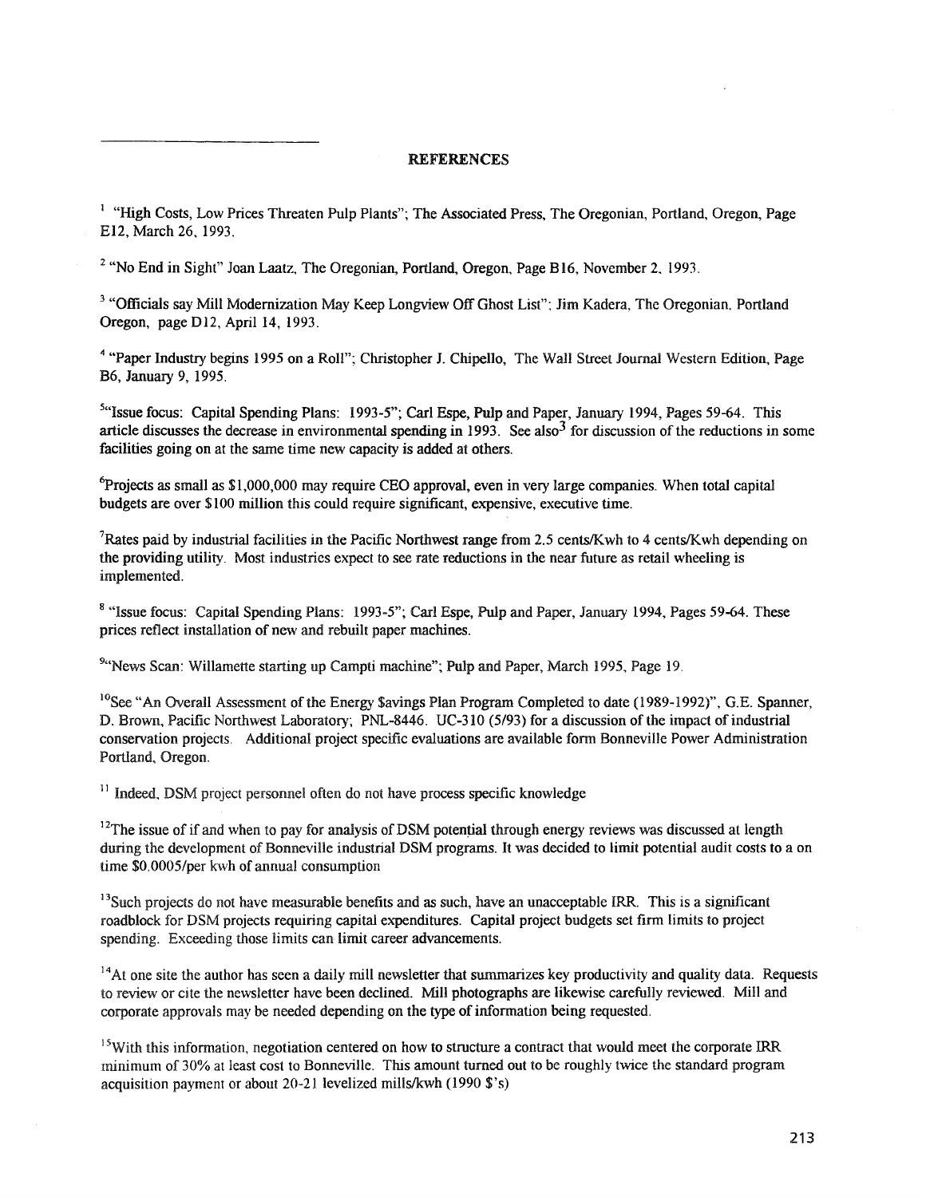## REFERENCES

[1] "High Costs, Low Prices Threaten Pulp Plants"; The Associated Press, The Oregonian, Portland, Oregon, Page E12, March 26, 1993.

[2] "No End in Sight" Joan Laatz, The Oregonian, Portland, Oregon, Page B16, November 2, 1993.

[3] "Officials say Mill Modernization May Keep Longview Off Ghost List"; Jim Kadera, The Oregonian, Portland Oregon, page D12, April 14, 1993.

[4] "Paper Industry begins 1995 on a Roll"; Christopher J. Chipello, The Wall Street Journal Western Edition, Page B6, January 9, 1995.

[5] "Issue focus: Capital Spending Plans: 1993-5"; Carl Espe, Pulp and Paper, January 1994, Pages 59-64. This article discusses the decrease in environmental spending in 1993. See also[3] for discussion of the reductions in some facilities going on at the same time new capacity is added at others.

[6] Projects as small as $1,000,000 may require CEO approval, even in very large companies. When total capital budgets are over $100 million this could require significant, expensive, executive time.

[7] Rates paid by industrial facilities in the Pacific Northwest range from 2.5 cents/Kwh to 4 cents/Kwh depending on the providing utility. Most industries expect to see rate reductions in the near future as retail wheeling is implemented.

[8] "Issue focus: Capital Spending Plans: 1993-5"; Carl Espe, Pulp and Paper, January 1994, Pages 59-64. These prices reflect installation of new and rebuilt paper machines.

[9] "News Scan: Willamette starting up Campti machine"; Pulp and Paper, March 1995, Page 19.

[10] See "An Overall Assessment of the Energy $avings Plan Program Completed to date (1989-1992)", G.E. Spanner, D. Brown, Pacific Northwest Laboratory; PNL-8446. UC-310 (5/93) for a discussion of the impact of industrial conservation projects. Additional project specific evaluations are available form Bonneville Power Administration Portland, Oregon.

[11] Indeed, DSM project personnel often do not have process specific knowledge

[12] The issue of if and when to pay for analysis of DSM potential through energy reviews was discussed at length during the development of Bonneville industrial DSM programs. It was decided to limit potential audit costs to a on time $0.0005/per kwh of annual consumption

[13] Such projects do not have measurable benefits and as such, have an unacceptable IRR. This is a significant roadblock for DSM projects requiring capital expenditures. Capital project budgets set firm limits to project spending. Exceeding those limits can limit career advancements.

[14] At one site the author has seen a daily mill newsletter that summarizes key productivity and quality data. Requests to review or cite the newsletter have been declined. Mill photographs are likewise carefully reviewed. Mill and corporate approvals may be needed depending on the type of information being requested.

[15] With this information, negotiation centered on how to structure a contract that would meet the corporate IRR minimum of 30% at least cost to Bonneville. This amount turned out to be roughly twice the standard program acquisition payment or about 20-21 levelized mills/kwh (1990 $'s)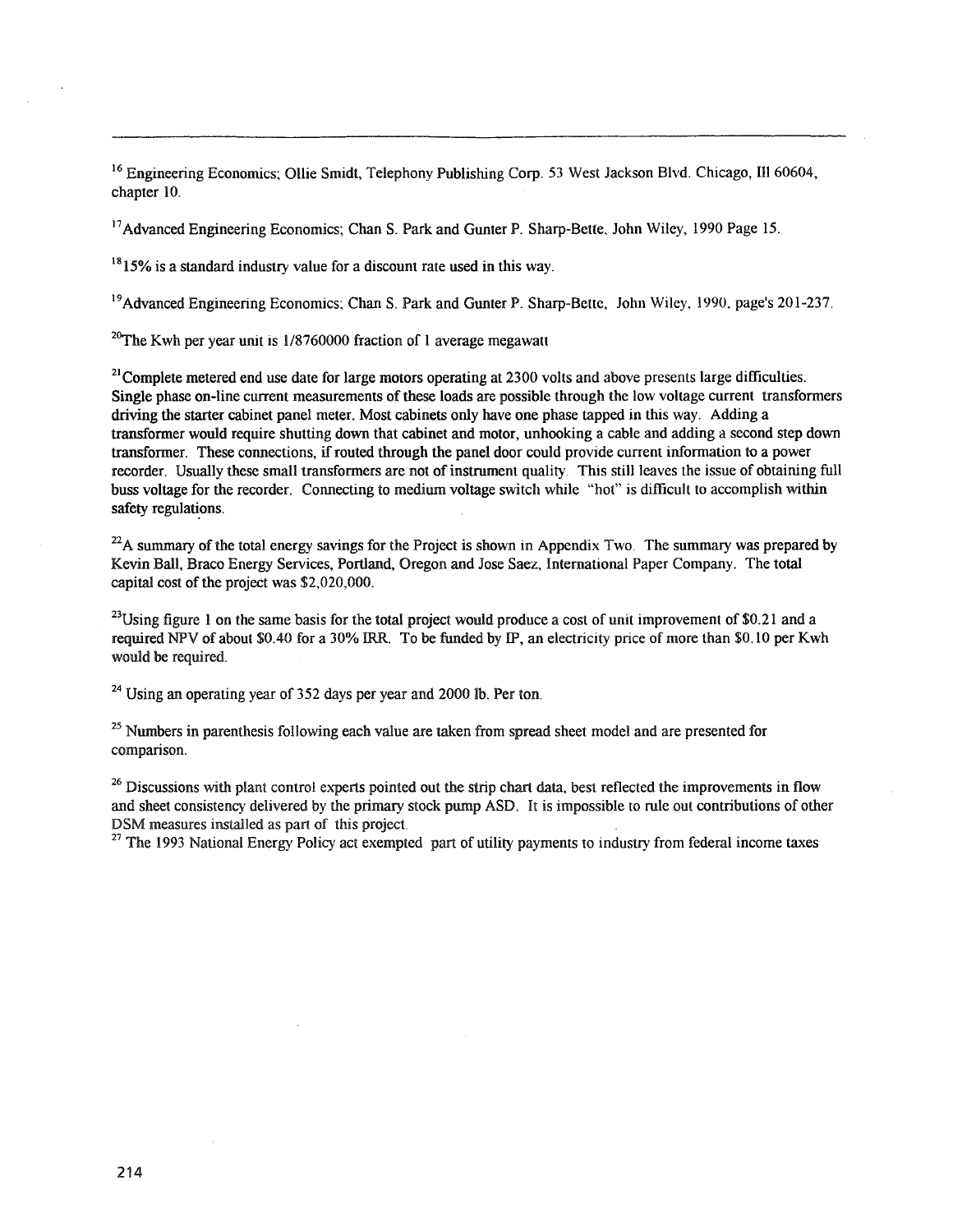[16] Engineering Economics; Ollie Smidt, Telephony Publishing Corp. 53 West Jackson Blvd. Chicago, Ill 60604, chapter 10.

[17] Advanced Engineering Economics; Chan S. Park and Gunter P. Sharp-Bette, John Wiley, 1990 Page 15.

[18] 15% is a standard industry value for a discount rate used in this way.

[19] Advanced Engineering Economics; Chan S. Park and Gunter P. Sharp-Bette, John Wiley, 1990, page's 201-237.

[20] The Kwh per year unit is 1/8760000 fraction of 1 average megawatt

[21] Complete metered end use date for large motors operating at 2300 volts and above presents large difficulties. Single phase on-line current measurements of these loads are possible through the low voltage current transformers driving the starter cabinet panel meter. Most cabinets only have one phase tapped in this way. Adding a transformer would require shutting down that cabinet and motor, unhooking a cable and adding a second step down transformer. These connections, if routed through the panel door could provide current information to a power recorder. Usually these small transformers are not of instrument quality. This still leaves the issue of obtaining full buss voltage for the recorder. Connecting to medium voltage switch while "hot" is difficult to accomplish within safety regulations.

[22] A summary of the total energy savings for the Project is shown in Appendix Two. The summary was prepared by Kevin Ball, Braco Energy Services, Portland, Oregon and Jose Saez, International Paper Company. The total capital cost of the project was $2,020,000.

[23] Using figure 1 on the same basis for the total project would produce a cost of unit improvement of $0.21 and a required NPV of about $0.40 for a 30% IRR. To be funded by IP, an electricity price of more than $0.10 per Kwh would be required.

[24] Using an operating year of 352 days per year and 2000 lb. Per ton.

[25] Numbers in parenthesis following each value are taken from spread sheet model and are presented for comparison.

[26] Discussions with plant control experts pointed out the strip chart data, best reflected the improvements in flow and sheet consistency delivered by the primary stock pump ASD. It is impossible to rule out contributions of other DSM measures installed as part of this project.

[27] The 1993 National Energy Policy act exempted part of utility payments to industry from federal income taxes